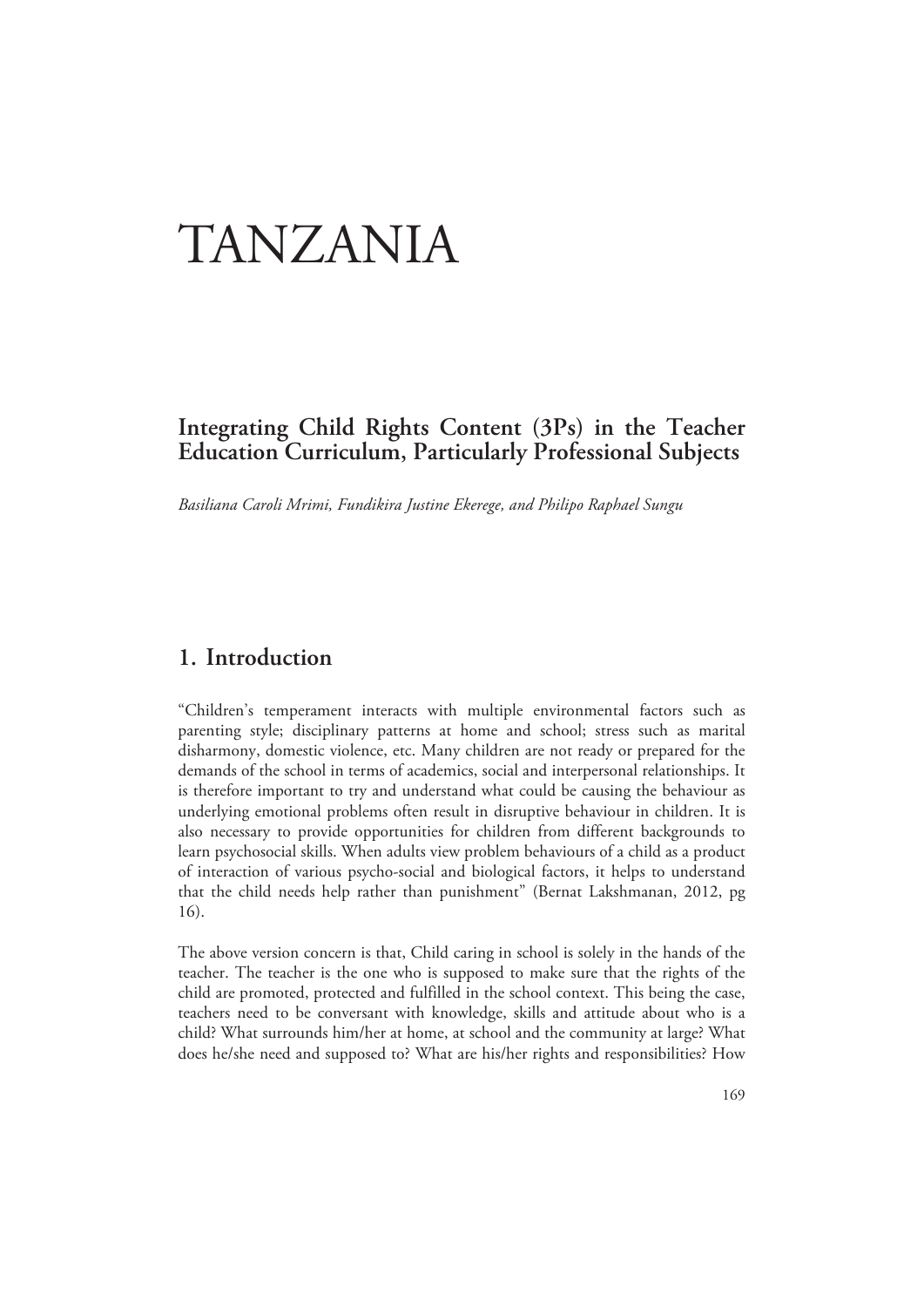# TANZANIA

## Integrating Child Rights Content (3Ps) in the Teacher Education Curriculum, Particularly Professional Subjects

*Basiliana Caroli Mrimi, Fundikira Justine Ekerege, and Philipo Raphael Sungu*

## 1. Introduction

"Children's temperament interacts with multiple environmental factors such as parenting style; disciplinary patterns at home and school; stress such as marital disharmony, domestic violence, etc. Many children are not ready or prepared for the demands of the school in terms of academics, social and interpersonal relationships. It is therefore important to try and understand what could be causing the behaviour as underlying emotional problems often result in disruptive behaviour in children. It is also necessary to provide opportunities for children from different backgrounds to learn psychosocial skills. When adults view problem behaviours of a child as a product of interaction of various psycho-social and biological factors, it helps to understand that the child needs help rather than punishment" (Bernat Lakshmanan, 2012, pg 16).

The above version concern is that, Child caring in school is solely in the hands of the teacher. The teacher is the one who is supposed to make sure that the rights of the child are promoted, protected and fulfilled in the school context. This being the case, teachers need to be conversant with knowledge, skills and attitude about who is a child? What surrounds him/her at home, at school and the community at large? What does he/she need and supposed to? What are his/her rights and responsibilities? How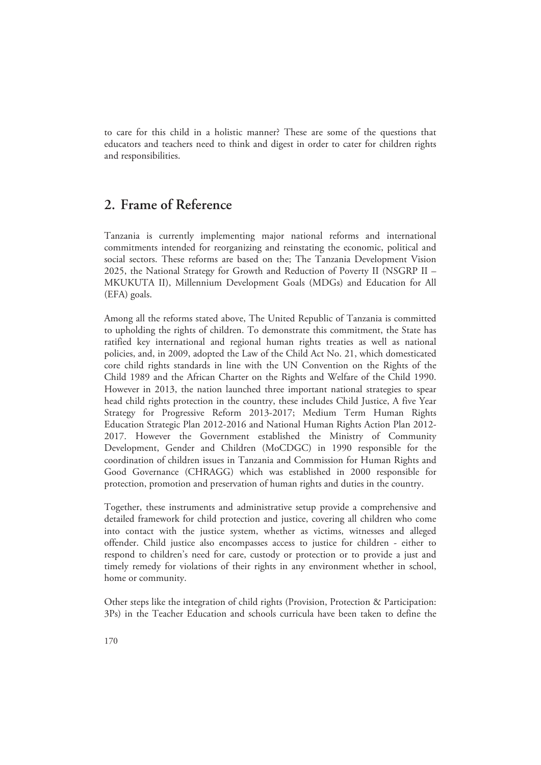to care for this child in a holistic manner? These are some of the questions that educators and teachers need to think and digest in order to cater for children rights and responsibilities.

## 2. Frame of Reference

Tanzania is currently implementing major national reforms and international commitments intended for reorganizing and reinstating the economic, political and social sectors. These reforms are based on the; The Tanzania Development Vision 2025, the National Strategy for Growth and Reduction of Poverty II (NSGRP II – MKUKUTA II), Millennium Development Goals (MDGs) and Education for All (EFA) goals.

Among all the reforms stated above, The United Republic of Tanzania is committed to upholding the rights of children. To demonstrate this commitment, the State has ratified key international and regional human rights treaties as well as national policies, and, in 2009, adopted the Law of the Child Act No. 21, which domesticated core child rights standards in line with the UN Convention on the Rights of the Child 1989 and the African Charter on the Rights and Welfare of the Child 1990. However in 2013, the nation launched three important national strategies to spear head child rights protection in the country, these includes Child Justice, A five Year Strategy for Progressive Reform 2013-2017; Medium Term Human Rights Education Strategic Plan 2012-2016 and National Human Rights Action Plan 2012-2017. However the Government established the Ministry of Community Development, Gender and Children (MoCDGC) in 1990 responsible for the coordination of children issues in Tanzania and Commission for Human Rights and Good Governance (CHRAGG) which was established in 2000 responsible for protection, promotion and preservation of human rights and duties in the country.

Together, these instruments and administrative setup provide a comprehensive and detailed framework for child protection and justice, covering all children who come into contact with the justice system, whether as victims, witnesses and alleged offender. Child justice also encompasses access to justice for children - either to respond to children's need for care, custody or protection or to provide a just and timely remedy for violations of their rights in any environment whether in school, home or community.

Other steps like the integration of child rights (Provision, Protection & Participation: 3Ps) in the Teacher Education and schools curricula have been taken to define the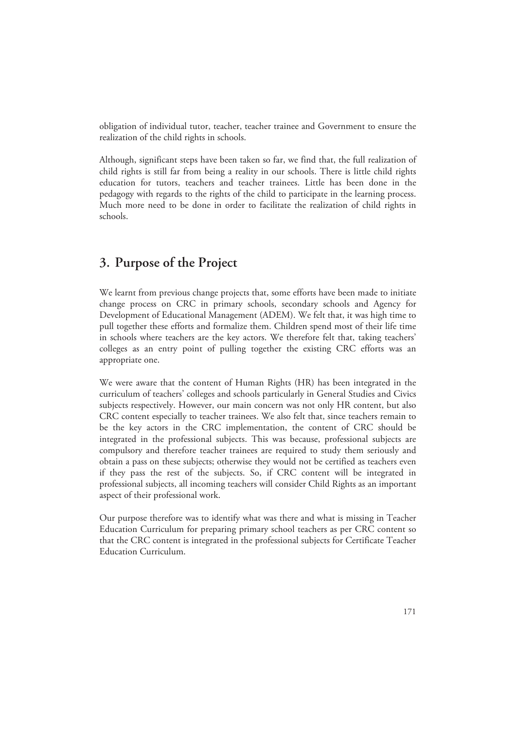obligation of individual tutor, teacher, teacher trainee and Government to ensure the realization of the child rights in schools.

Although, significant steps have been taken so far, we find that, the full realization of child rights is still far from being a reality in our schools. There is little child rights education for tutors, teachers and teacher trainees. Little has been done in the pedagogy with regards to the rights of the child to participate in the learning process. Much more need to be done in order to facilitate the realization of child rights in schools.

## 3. Purpose of the Project

We learnt from previous change projects that, some efforts have been made to initiate change process on CRC in primary schools, secondary schools and Agency for Development of Educational Management (ADEM). We felt that, it was high time to pull together these efforts and formalize them. Children spend most of their life time in schools where teachers are the key actors. We therefore felt that, taking teachers' colleges as an entry point of pulling together the existing CRC efforts was an appropriate one.

We were aware that the content of Human Rights (HR) has been integrated in the curriculum of teachers' colleges and schools particularly in General Studies and Civics subjects respectively. However, our main concern was not only HR content, but also CRC content especially to teacher trainees. We also felt that, since teachers remain to be the key actors in the CRC implementation, the content of CRC should be integrated in the professional subjects. This was because, professional subjects are compulsory and therefore teacher trainees are required to study them seriously and obtain a pass on these subjects; otherwise they would not be certified as teachers even if they pass the rest of the subjects. So, if CRC content will be integrated in professional subjects, all incoming teachers will consider Child Rights as an important aspect of their professional work.

Our purpose therefore was to identify what was there and what is missing in Teacher Education Curriculum for preparing primary school teachers as per CRC content so that the CRC content is integrated in the professional subjects for Certificate Teacher Education Curriculum.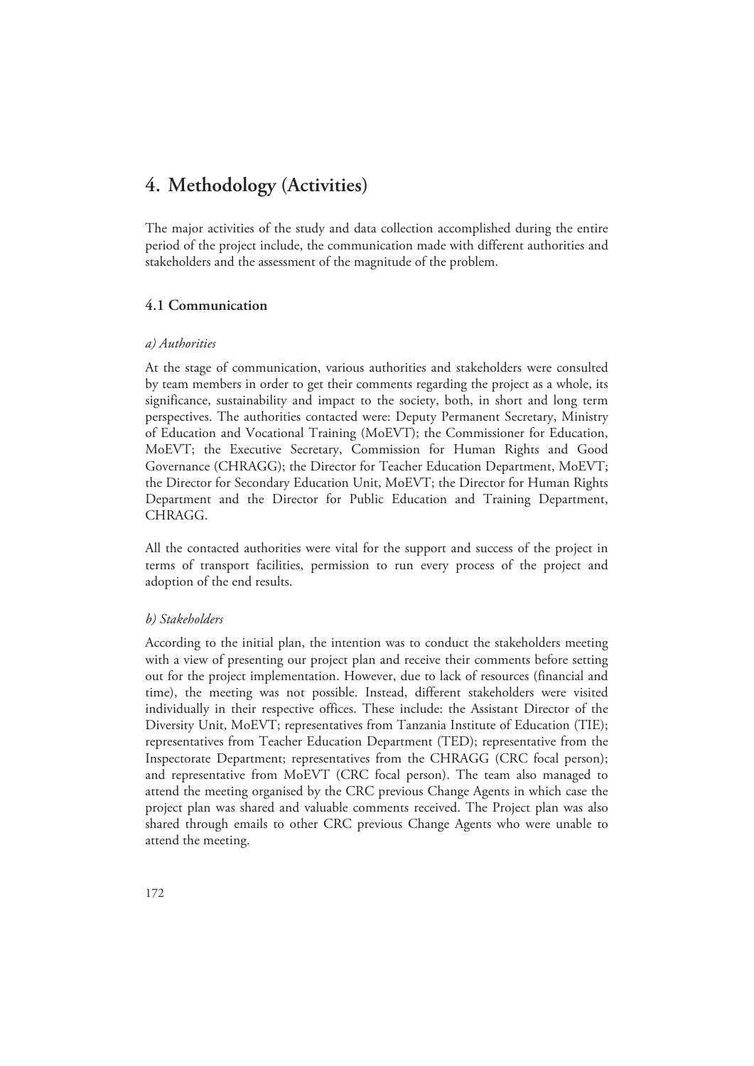# 4. Methodology (Activities)

The major activities of the study and data collection accomplished during the entire period of the project include, the communication made with different authorities and stakeholders and the assessment of the magnitude of the problem.

## 4.1 Communication

*a) Authorities*

At the stage of communication, various authorities and stakeholders were consulted by team members in order to get their comments regarding the project as a whole, its significance, sustainability and impact to the society, both, in short and long term perspectives. The authorities contacted were: Deputy Permanent Secretary, Ministry of Education and Vocational Training (MoEVT); the Commissioner for Education, MoEVT; the Executive Secretary, Commission for Human Rights and Good Governance (CHRAGG); the Director for Teacher Education Department, MoEVT; the Director for Secondary Education Unit, MoEVT; the Director for Human Rights Department and the Director for Public Education and Training Department, CHRAGG.

All the contacted authorities were vital for the support and success of the project in terms of transport facilities, permission to run every process of the project and adoption of the end results.

*b) Stakeholders*

According to the initial plan, the intention was to conduct the stakeholders meeting with a view of presenting our project plan and receive their comments before setting out for the project implementation. However, due to lack of resources (financial and time), the meeting was not possible. Instead, different stakeholders were visited individually in their respective offices. These include: the Assistant Director of the Diversity Unit, MoEVT; representatives from Tanzania Institute of Education (TIE); representatives from Teacher Education Department (TED); representative from the Inspectorate Department; representatives from the CHRAGG (CRC focal person); and representative from MoEVT (CRC focal person). The team also managed to attend the meeting organised by the CRC previous Change Agents in which case the project plan was shared and valuable comments received. The Project plan was also shared through emails to other CRC previous Change Agents who were unable to attend the meeting.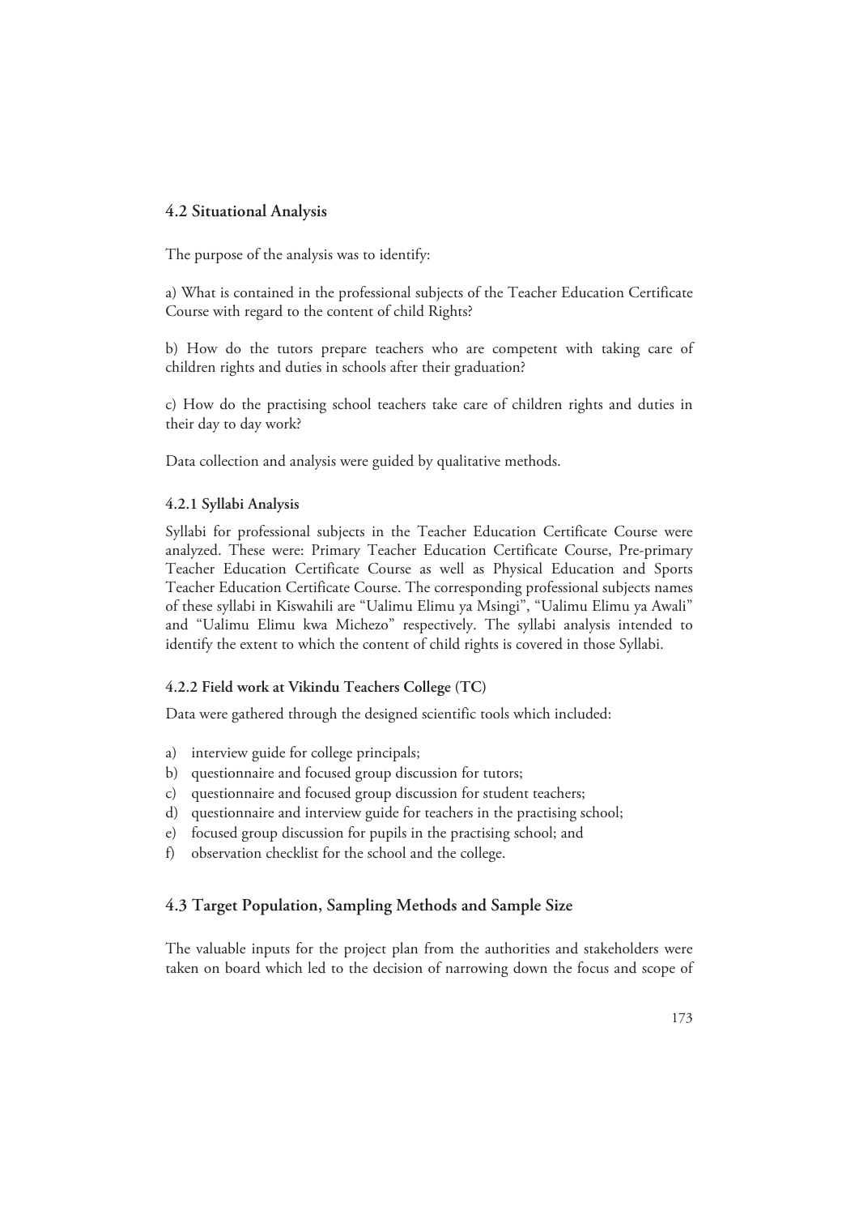## 4.2 Situational Analysis

The purpose of the analysis was to identify:

a) What is contained in the professional subjects of the Teacher Education Certificate Course with regard to the content of child Rights?

b) How do the tutors prepare teachers who are competent with taking care of children rights and duties in schools after their graduation?

c) How do the practising school teachers take care of children rights and duties in their day to day work?

Data collection and analysis were guided by qualitative methods.

### 4.2.1 Syllabi Analysis

Syllabi for professional subjects in the Teacher Education Certificate Course were analyzed. These were: Primary Teacher Education Certificate Course, Pre-primary Teacher Education Certificate Course as well as Physical Education and Sports Teacher Education Certificate Course. The corresponding professional subjects names of these syllabi in Kiswahili are "Ualimu Elimu ya Msingi", "Ualimu Elimu ya Awali" and "Ualimu Elimu kwa Michezo" respectively. The syllabi analysis intended to identify the extent to which the content of child rights is covered in those Syllabi.

### 4.2.2 Field work at Vikindu Teachers College (TC)

Data were gathered through the designed scientific tools which included:

a) interview guide for college principals;
b) questionnaire and focused group discussion for tutors;
c) questionnaire and focused group discussion for student teachers;
d) questionnaire and interview guide for teachers in the practising school;
e) focused group discussion for pupils in the practising school; and
f) observation checklist for the school and the college.

## 4.3 Target Population, Sampling Methods and Sample Size

The valuable inputs for the project plan from the authorities and stakeholders were taken on board which led to the decision of narrowing down the focus and scope of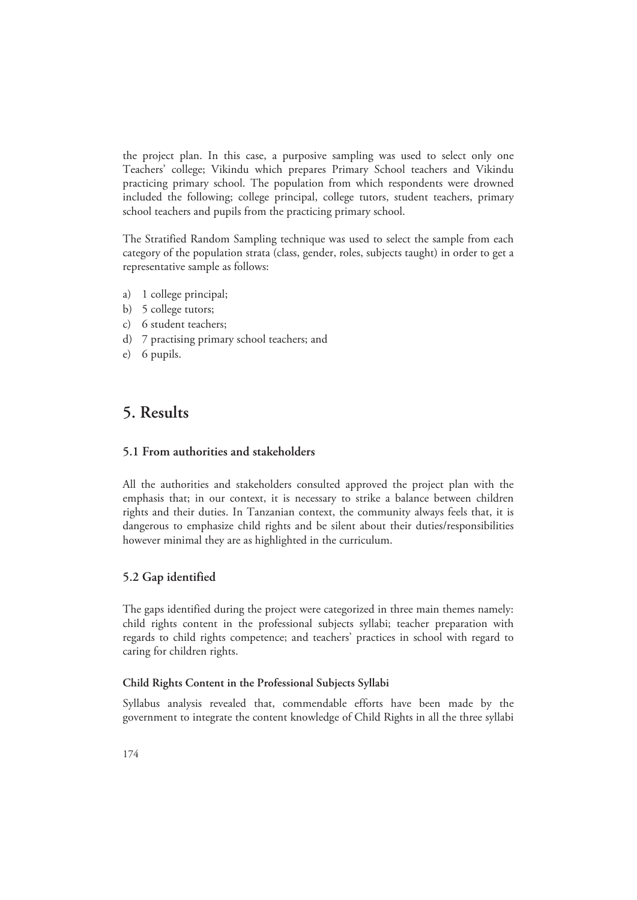the project plan. In this case, a purposive sampling was used to select only one Teachers' college; Vikindu which prepares Primary School teachers and Vikindu practicing primary school. The population from which respondents were drowned included the following; college principal, college tutors, student teachers, primary school teachers and pupils from the practicing primary school.

The Stratified Random Sampling technique was used to select the sample from each category of the population strata (class, gender, roles, subjects taught) in order to get a representative sample as follows:

a) 1 college principal;
b) 5 college tutors;
c) 6 student teachers;
d) 7 practising primary school teachers; and
e) 6 pupils.

# 5. Results

## 5.1 From authorities and stakeholders

All the authorities and stakeholders consulted approved the project plan with the emphasis that; in our context, it is necessary to strike a balance between children rights and their duties. In Tanzanian context, the community always feels that, it is dangerous to emphasize child rights and be silent about their duties/responsibilities however minimal they are as highlighted in the curriculum.

## 5.2 Gap identified

The gaps identified during the project were categorized in three main themes namely: child rights content in the professional subjects syllabi; teacher preparation with regards to child rights competence; and teachers' practices in school with regard to caring for children rights.

### Child Rights Content in the Professional Subjects Syllabi

Syllabus analysis revealed that, commendable efforts have been made by the government to integrate the content knowledge of Child Rights in all the three syllabi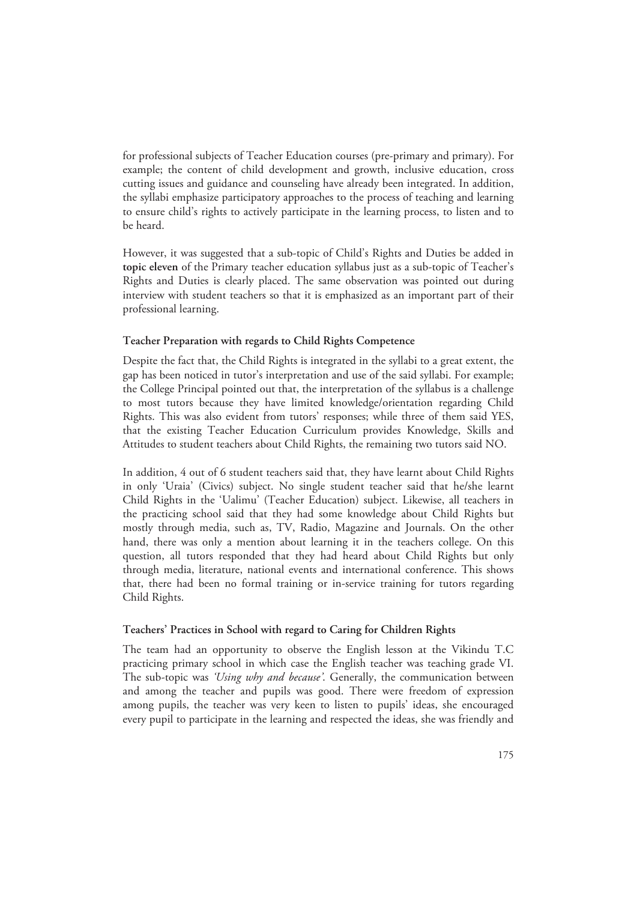for professional subjects of Teacher Education courses (pre-primary and primary). For example; the content of child development and growth, inclusive education, cross cutting issues and guidance and counseling have already been integrated. In addition, the syllabi emphasize participatory approaches to the process of teaching and learning to ensure child's rights to actively participate in the learning process, to listen and to be heard.

However, it was suggested that a sub-topic of Child's Rights and Duties be added in **topic eleven** of the Primary teacher education syllabus just as a sub-topic of Teacher's Rights and Duties is clearly placed. The same observation was pointed out during interview with student teachers so that it is emphasized as an important part of their professional learning.

### Teacher Preparation with regards to Child Rights Competence

Despite the fact that, the Child Rights is integrated in the syllabi to a great extent, the gap has been noticed in tutor's interpretation and use of the said syllabi. For example; the College Principal pointed out that, the interpretation of the syllabus is a challenge to most tutors because they have limited knowledge/orientation regarding Child Rights. This was also evident from tutors' responses; while three of them said YES, that the existing Teacher Education Curriculum provides Knowledge, Skills and Attitudes to student teachers about Child Rights, the remaining two tutors said NO.

In addition, 4 out of 6 student teachers said that, they have learnt about Child Rights in only 'Uraia' (Civics) subject. No single student teacher said that he/she learnt Child Rights in the 'Ualimu' (Teacher Education) subject. Likewise, all teachers in the practicing school said that they had some knowledge about Child Rights but mostly through media, such as, TV, Radio, Magazine and Journals. On the other hand, there was only a mention about learning it in the teachers college. On this question, all tutors responded that they had heard about Child Rights but only through media, literature, national events and international conference. This shows that, there had been no formal training or in-service training for tutors regarding Child Rights.

### Teachers' Practices in School with regard to Caring for Children Rights

The team had an opportunity to observe the English lesson at the Vikindu T.C practicing primary school in which case the English teacher was teaching grade VI. The sub-topic was *'Using why and because'*. Generally, the communication between and among the teacher and pupils was good. There were freedom of expression among pupils, the teacher was very keen to listen to pupils' ideas, she encouraged every pupil to participate in the learning and respected the ideas, she was friendly and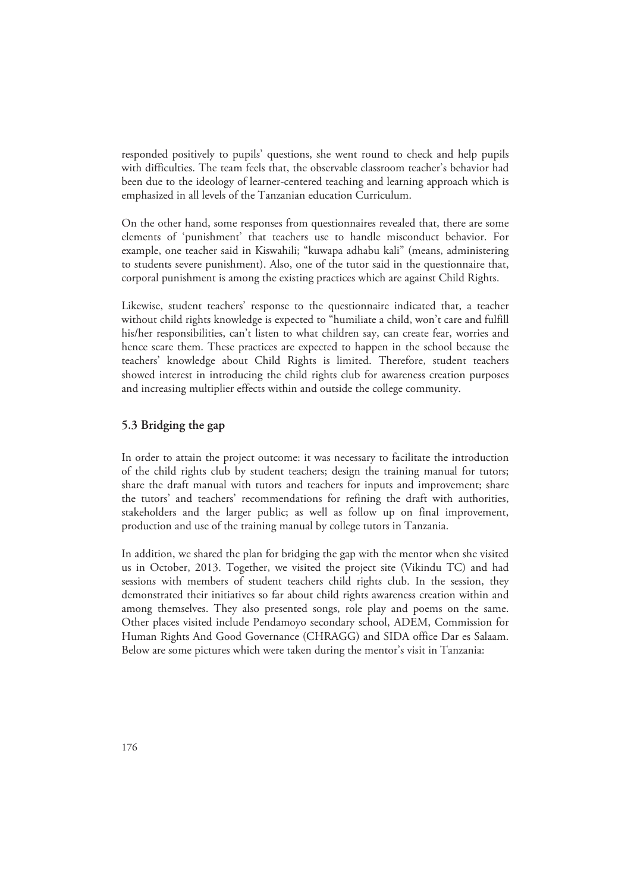responded positively to pupils' questions, she went round to check and help pupils with difficulties. The team feels that, the observable classroom teacher's behavior had been due to the ideology of learner-centered teaching and learning approach which is emphasized in all levels of the Tanzanian education Curriculum.

On the other hand, some responses from questionnaires revealed that, there are some elements of 'punishment' that teachers use to handle misconduct behavior. For example, one teacher said in Kiswahili; "kuwapa adhabu kali" (means, administering to students severe punishment). Also, one of the tutor said in the questionnaire that, corporal punishment is among the existing practices which are against Child Rights.

Likewise, student teachers' response to the questionnaire indicated that, a teacher without child rights knowledge is expected to "humiliate a child, won't care and fulfill his/her responsibilities, can't listen to what children say, can create fear, worries and hence scare them. These practices are expected to happen in the school because the teachers' knowledge about Child Rights is limited. Therefore, student teachers showed interest in introducing the child rights club for awareness creation purposes and increasing multiplier effects within and outside the college community.

### 5.3 Bridging the gap

In order to attain the project outcome: it was necessary to facilitate the introduction of the child rights club by student teachers; design the training manual for tutors; share the draft manual with tutors and teachers for inputs and improvement; share the tutors' and teachers' recommendations for refining the draft with authorities, stakeholders and the larger public; as well as follow up on final improvement, production and use of the training manual by college tutors in Tanzania.

In addition, we shared the plan for bridging the gap with the mentor when she visited us in October, 2013. Together, we visited the project site (Vikindu TC) and had sessions with members of student teachers child rights club. In the session, they demonstrated their initiatives so far about child rights awareness creation within and among themselves. They also presented songs, role play and poems on the same. Other places visited include Pendamoyo secondary school, ADEM, Commission for Human Rights And Good Governance (CHRAGG) and SIDA office Dar es Salaam. Below are some pictures which were taken during the mentor's visit in Tanzania: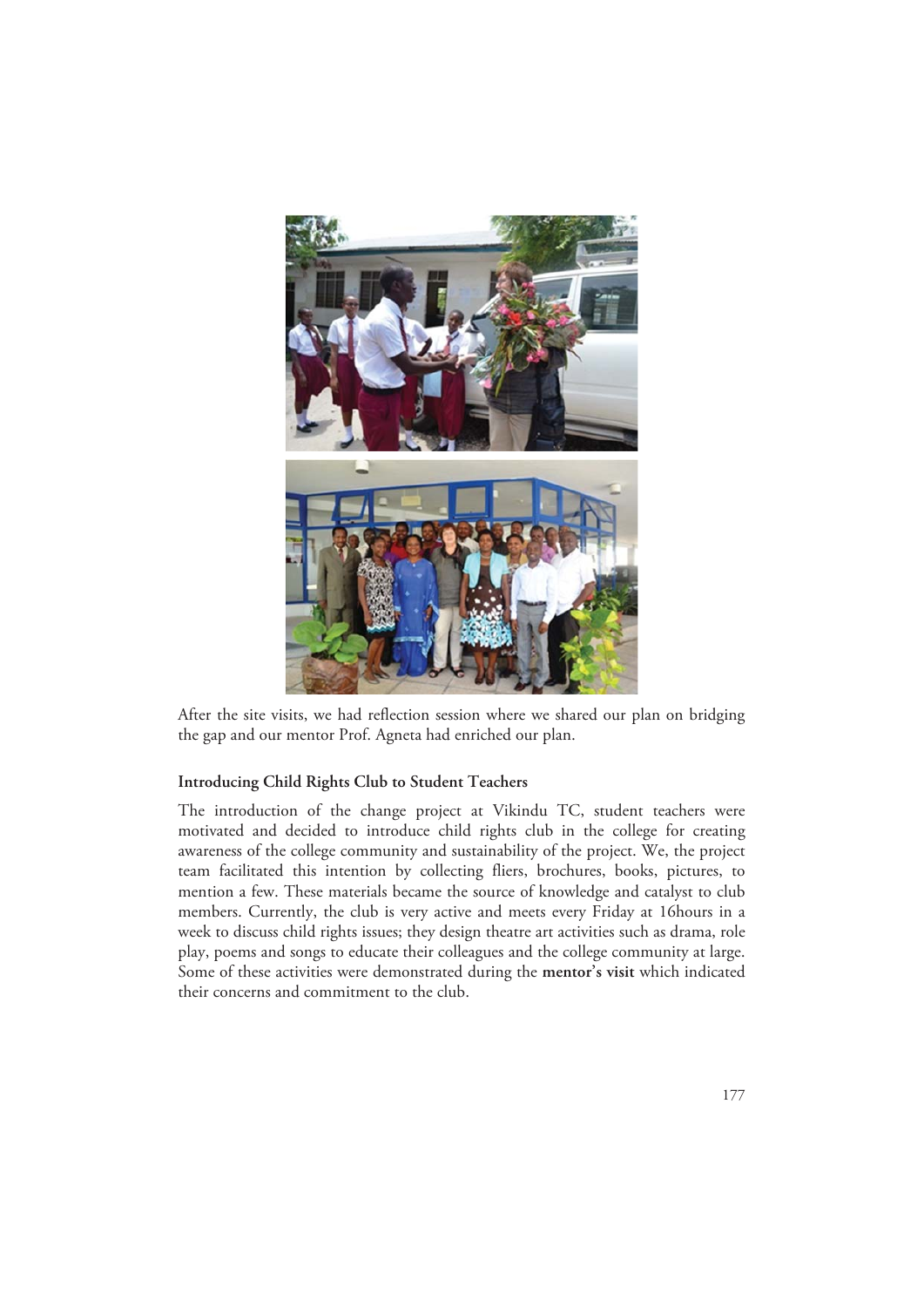After the site visits, we had reflection session where we shared our plan on bridging the gap and our mentor Prof. Agneta had enriched our plan.

### Introducing Child Rights Club to Student Teachers

The introduction of the change project at Vikindu TC, student teachers were motivated and decided to introduce child rights club in the college for creating awareness of the college community and sustainability of the project. We, the project team facilitated this intention by collecting fliers, brochures, books, pictures, to mention a few. These materials became the source of knowledge and catalyst to club members. Currently, the club is very active and meets every Friday at 16hours in a week to discuss child rights issues; they design theatre art activities such as drama, role play, poems and songs to educate their colleagues and the college community at large. Some of these activities were demonstrated during the **mentor's visit** which indicated their concerns and commitment to the club.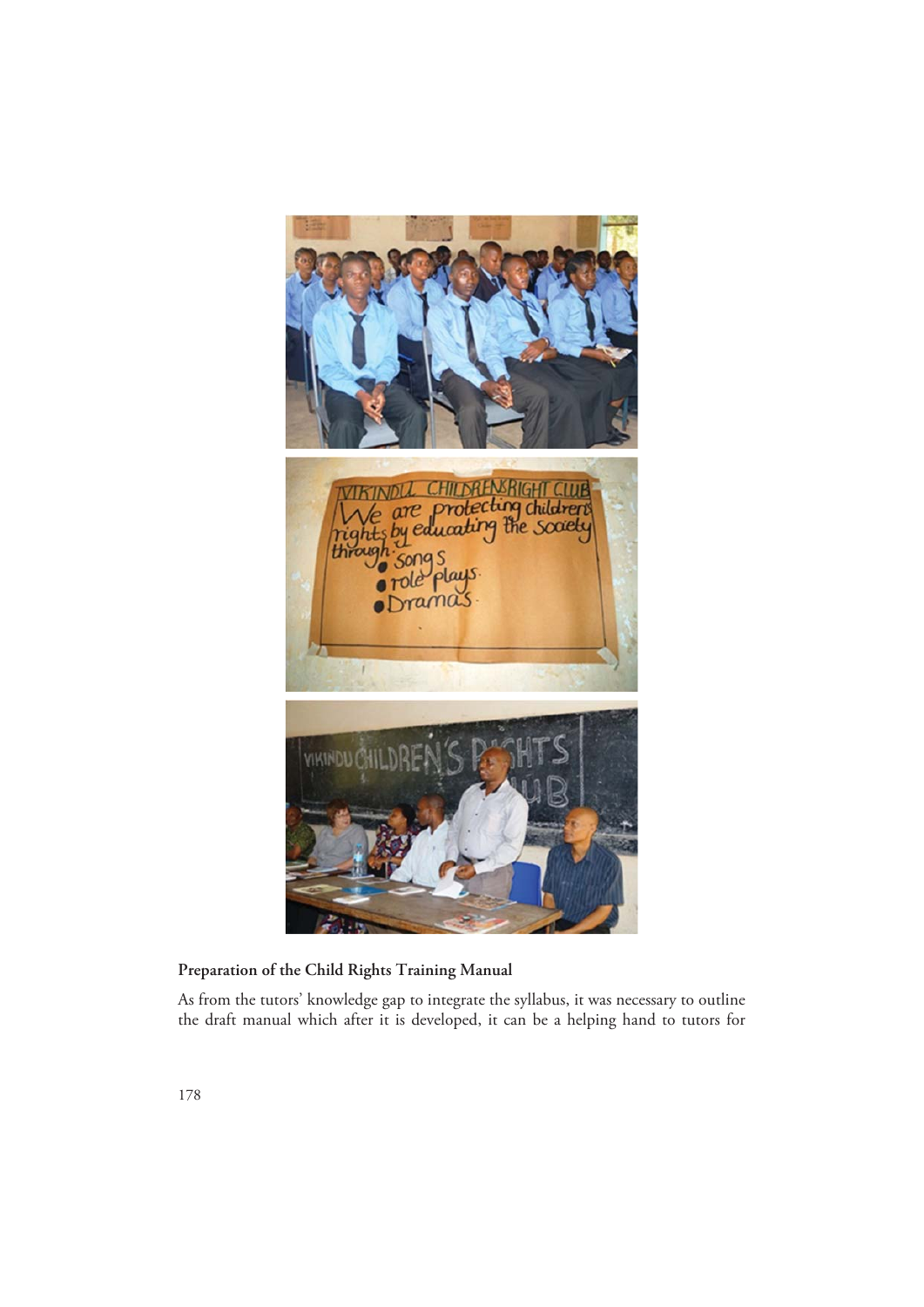**Preparation of the Child Rights Training Manual**

As from the tutors' knowledge gap to integrate the syllabus, it was necessary to outline the draft manual which after it is developed, it can be a helping hand to tutors for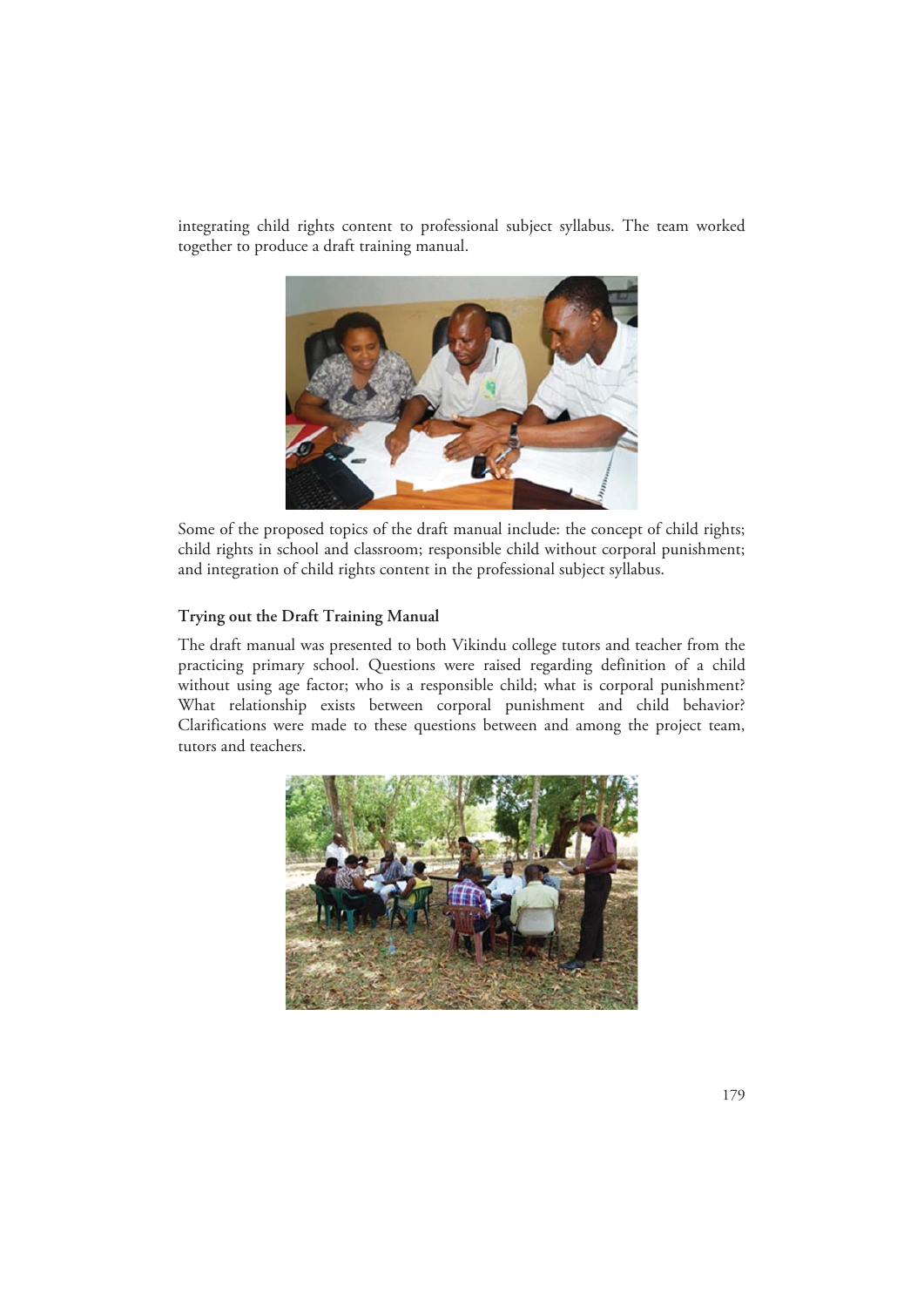integrating child rights content to professional subject syllabus. The team worked together to produce a draft training manual.

Some of the proposed topics of the draft manual include: the concept of child rights; child rights in school and classroom; responsible child without corporal punishment; and integration of child rights content in the professional subject syllabus.

**Trying out the Draft Training Manual**

The draft manual was presented to both Vikindu college tutors and teacher from the practicing primary school. Questions were raised regarding definition of a child without using age factor; who is a responsible child; what is corporal punishment? What relationship exists between corporal punishment and child behavior? Clarifications were made to these questions between and among the project team, tutors and teachers.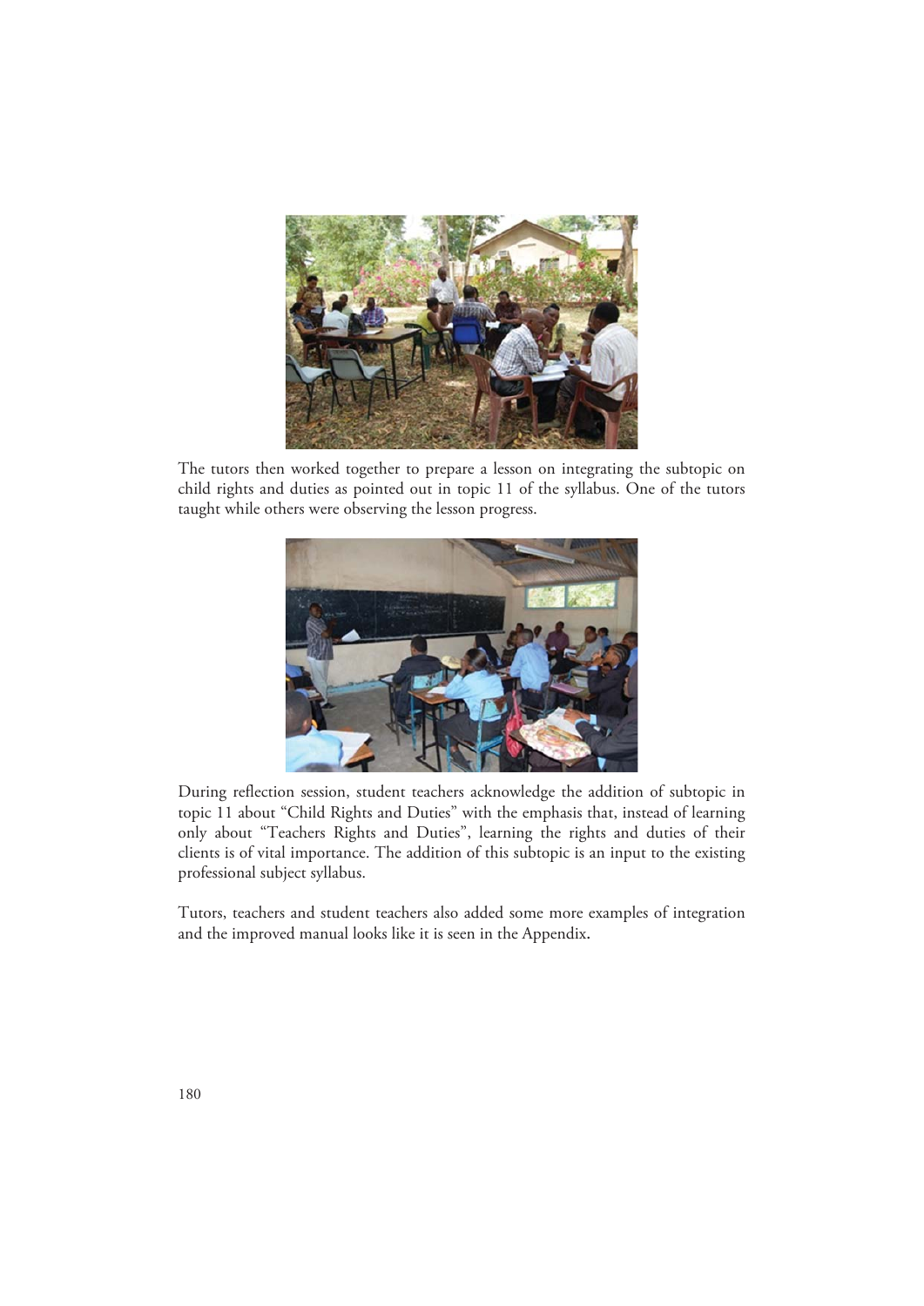The tutors then worked together to prepare a lesson on integrating the subtopic on child rights and duties as pointed out in topic 11 of the syllabus. One of the tutors taught while others were observing the lesson progress.

During reflection session, student teachers acknowledge the addition of subtopic in topic 11 about "Child Rights and Duties" with the emphasis that, instead of learning only about "Teachers Rights and Duties", learning the rights and duties of their clients is of vital importance. The addition of this subtopic is an input to the existing professional subject syllabus.

Tutors, teachers and student teachers also added some more examples of integration and the improved manual looks like it is seen in the Appendix.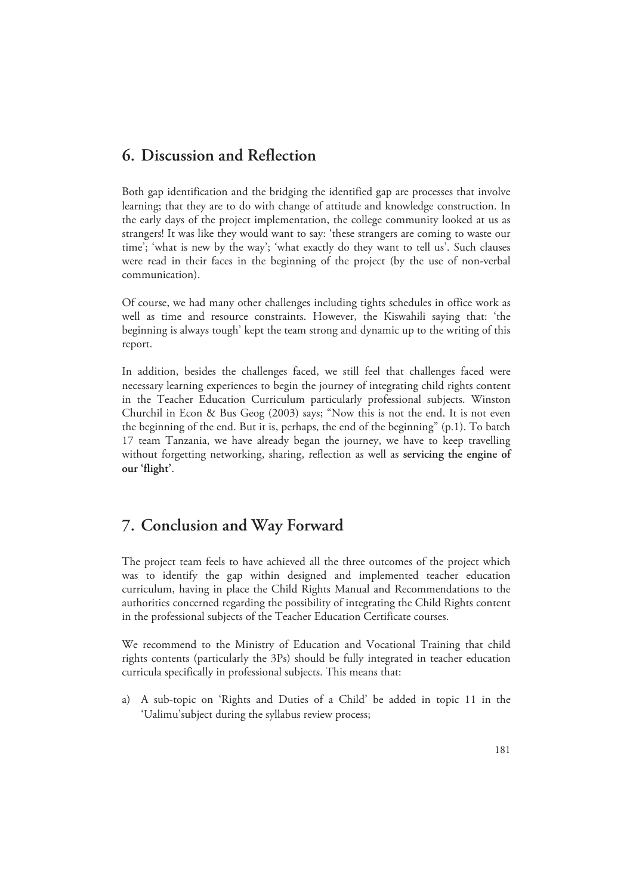## 6. Discussion and Reflection

Both gap identification and the bridging the identified gap are processes that involve learning; that they are to do with change of attitude and knowledge construction. In the early days of the project implementation, the college community looked at us as strangers! It was like they would want to say: 'these strangers are coming to waste our time'; 'what is new by the way'; 'what exactly do they want to tell us'. Such clauses were read in their faces in the beginning of the project (by the use of non-verbal communication).

Of course, we had many other challenges including tights schedules in office work as well as time and resource constraints. However, the Kiswahili saying that: 'the beginning is always tough' kept the team strong and dynamic up to the writing of this report.

In addition, besides the challenges faced, we still feel that challenges faced were necessary learning experiences to begin the journey of integrating child rights content in the Teacher Education Curriculum particularly professional subjects. Winston Churchil in Econ & Bus Geog (2003) says; "Now this is not the end. It is not even the beginning of the end. But it is, perhaps, the end of the beginning" (p.1). To batch 17 team Tanzania, we have already began the journey, we have to keep travelling without forgetting networking, sharing, reflection as well as **servicing the engine of our 'flight'**.

## 7. Conclusion and Way Forward

The project team feels to have achieved all the three outcomes of the project which was to identify the gap within designed and implemented teacher education curriculum, having in place the Child Rights Manual and Recommendations to the authorities concerned regarding the possibility of integrating the Child Rights content in the professional subjects of the Teacher Education Certificate courses.

We recommend to the Ministry of Education and Vocational Training that child rights contents (particularly the 3Ps) should be fully integrated in teacher education curricula specifically in professional subjects. This means that:

a) A sub-topic on 'Rights and Duties of a Child' be added in topic 11 in the 'Ualimu'subject during the syllabus review process;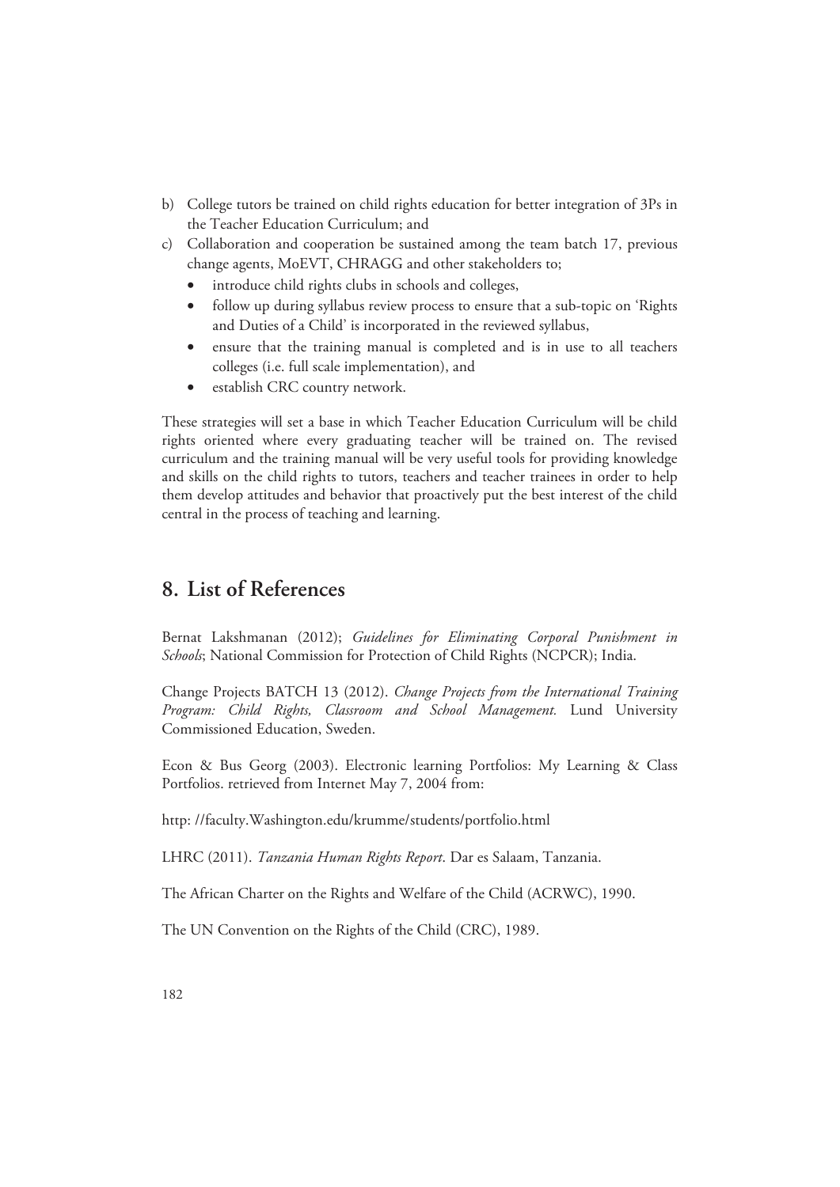b) College tutors be trained on child rights education for better integration of 3Ps in the Teacher Education Curriculum; and

c) Collaboration and cooperation be sustained among the team batch 17, previous change agents, MoEVT, CHRAGG and other stakeholders to;
   - introduce child rights clubs in schools and colleges,
   - follow up during syllabus review process to ensure that a sub-topic on 'Rights and Duties of a Child' is incorporated in the reviewed syllabus,
   - ensure that the training manual is completed and is in use to all teachers colleges (i.e. full scale implementation), and
   - establish CRC country network.

These strategies will set a base in which Teacher Education Curriculum will be child rights oriented where every graduating teacher will be trained on. The revised curriculum and the training manual will be very useful tools for providing knowledge and skills on the child rights to tutors, teachers and teacher trainees in order to help them develop attitudes and behavior that proactively put the best interest of the child central in the process of teaching and learning.

## 8. List of References

Bernat Lakshmanan (2012); *Guidelines for Eliminating Corporal Punishment in Schools*; National Commission for Protection of Child Rights (NCPCR); India.

Change Projects BATCH 13 (2012). *Change Projects from the International Training Program: Child Rights, Classroom and School Management.* Lund University Commissioned Education, Sweden.

Econ & Bus Georg (2003). Electronic learning Portfolios: My Learning & Class Portfolios. retrieved from Internet May 7, 2004 from:

http: //faculty.Washington.edu/krumme/students/portfolio.html

LHRC (2011). *Tanzania Human Rights Report*. Dar es Salaam, Tanzania.

The African Charter on the Rights and Welfare of the Child (ACRWC), 1990.

The UN Convention on the Rights of the Child (CRC), 1989.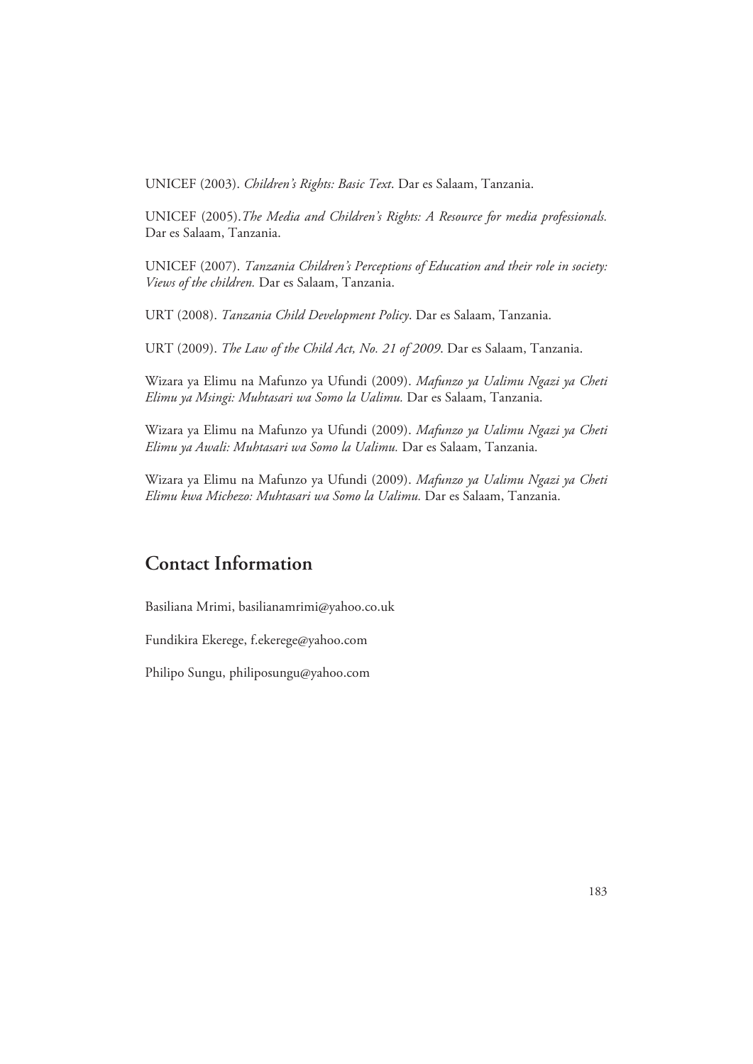UNICEF (2003). *Children's Rights: Basic Text*. Dar es Salaam, Tanzania.

UNICEF (2005).*The Media and Children's Rights: A Resource for media professionals.* Dar es Salaam, Tanzania.

UNICEF (2007). *Tanzania Children's Perceptions of Education and their role in society: Views of the children.* Dar es Salaam, Tanzania.

URT (2008). *Tanzania Child Development Policy*. Dar es Salaam, Tanzania.

URT (2009). *The Law of the Child Act, No. 21 of 2009*. Dar es Salaam, Tanzania.

Wizara ya Elimu na Mafunzo ya Ufundi (2009). *Mafunzo ya Ualimu Ngazi ya Cheti Elimu ya Msingi: Muhtasari wa Somo la Ualimu.* Dar es Salaam, Tanzania.

Wizara ya Elimu na Mafunzo ya Ufundi (2009). *Mafunzo ya Ualimu Ngazi ya Cheti Elimu ya Awali: Muhtasari wa Somo la Ualimu.* Dar es Salaam, Tanzania.

Wizara ya Elimu na Mafunzo ya Ufundi (2009). *Mafunzo ya Ualimu Ngazi ya Cheti Elimu kwa Michezo: Muhtasari wa Somo la Ualimu.* Dar es Salaam, Tanzania.

## Contact Information

Basiliana Mrimi, basilianamrimi@yahoo.co.uk

Fundikira Ekerege, f.ekerege@yahoo.com

Philipo Sungu, philiposungu@yahoo.com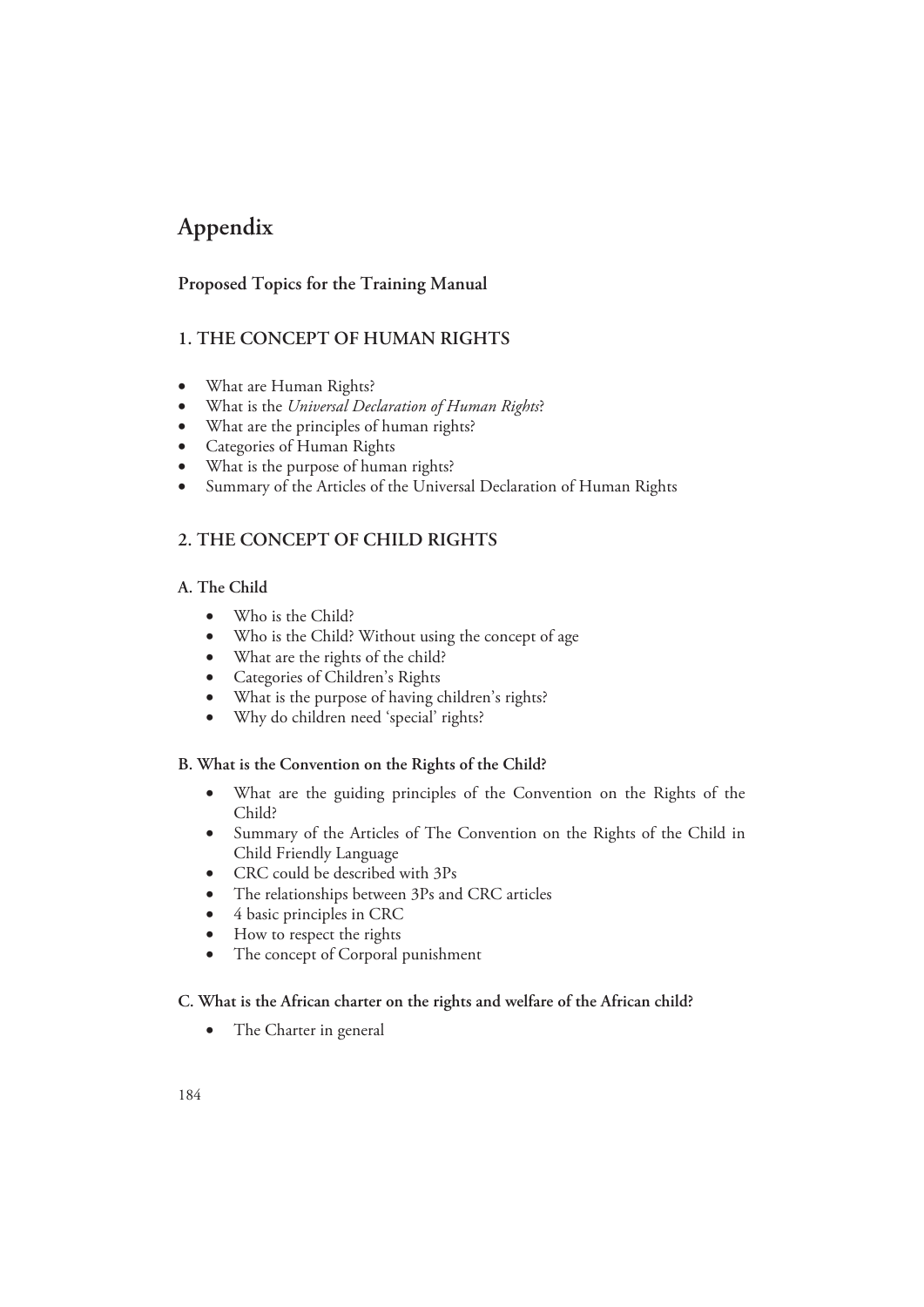# Appendix

## Proposed Topics for the Training Manual

### 1. THE CONCEPT OF HUMAN RIGHTS

- What are Human Rights?
- What is the *Universal Declaration of Human Rights*?
- What are the principles of human rights?
- Categories of Human Rights
- What is the purpose of human rights?
- Summary of the Articles of the Universal Declaration of Human Rights

### 2. THE CONCEPT OF CHILD RIGHTS

#### A. The Child

- Who is the Child?
- Who is the Child? Without using the concept of age
- What are the rights of the child?
- Categories of Children's Rights
- What is the purpose of having children's rights?
- Why do children need 'special' rights?

#### B. What is the Convention on the Rights of the Child?

- What are the guiding principles of the Convention on the Rights of the Child?
- Summary of the Articles of The Convention on the Rights of the Child in Child Friendly Language
- CRC could be described with 3Ps
- The relationships between 3Ps and CRC articles
- 4 basic principles in CRC
- How to respect the rights
- The concept of Corporal punishment

#### C. What is the African charter on the rights and welfare of the African child?

- The Charter in general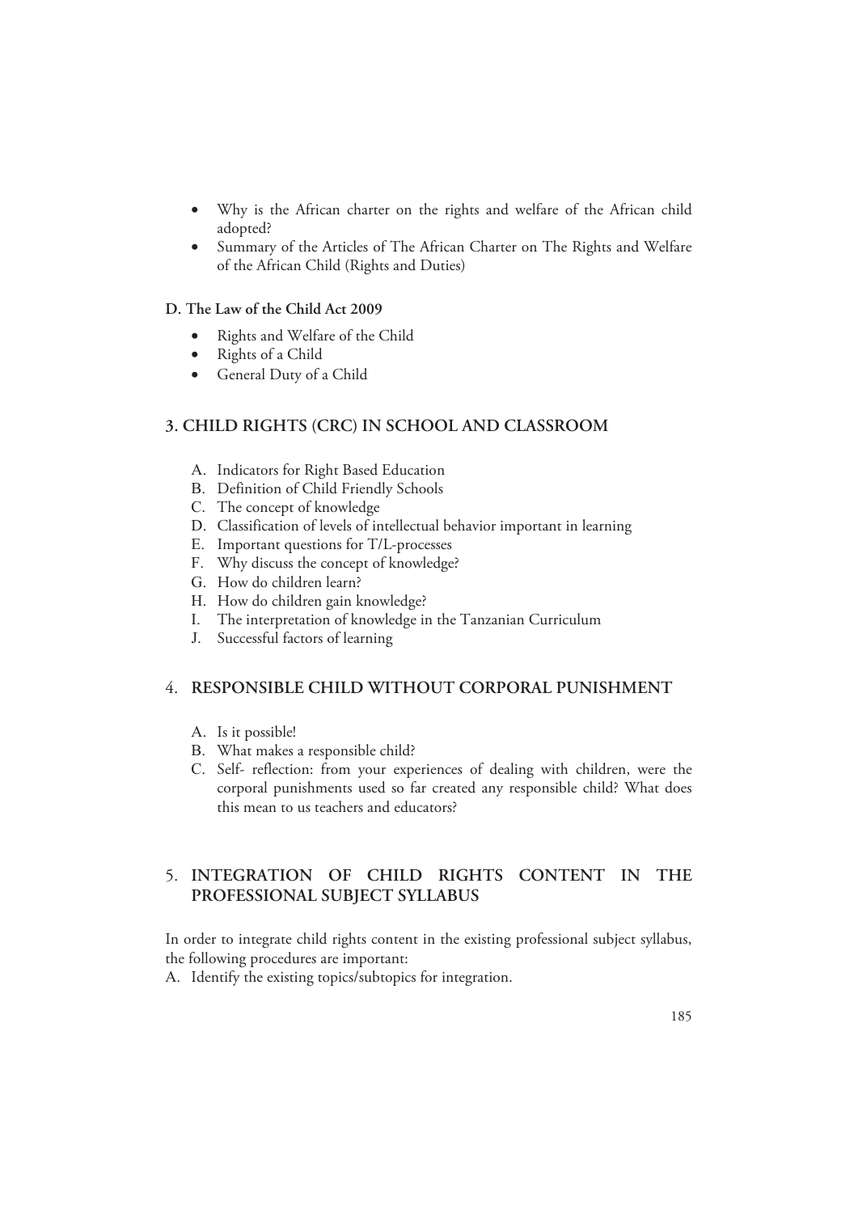- Why is the African charter on the rights and welfare of the African child adopted?
- Summary of the Articles of The African Charter on The Rights and Welfare of the African Child (Rights and Duties)

**D. The Law of the Child Act 2009**

- Rights and Welfare of the Child
- Rights of a Child
- General Duty of a Child

## 3. CHILD RIGHTS (CRC) IN SCHOOL AND CLASSROOM

A. Indicators for Right Based Education
B. Definition of Child Friendly Schools
C. The concept of knowledge
D. Classification of levels of intellectual behavior important in learning
E. Important questions for T/L-processes
F. Why discuss the concept of knowledge?
G. How do children learn?
H. How do children gain knowledge?
I. The interpretation of knowledge in the Tanzanian Curriculum
J. Successful factors of learning

## 4. RESPONSIBLE CHILD WITHOUT CORPORAL PUNISHMENT

A. Is it possible!
B. What makes a responsible child?
C. Self- reflection: from your experiences of dealing with children, were the corporal punishments used so far created any responsible child? What does this mean to us teachers and educators?

## 5. INTEGRATION OF CHILD RIGHTS CONTENT IN THE PROFESSIONAL SUBJECT SYLLABUS

In order to integrate child rights content in the existing professional subject syllabus, the following procedures are important:

A. Identify the existing topics/subtopics for integration.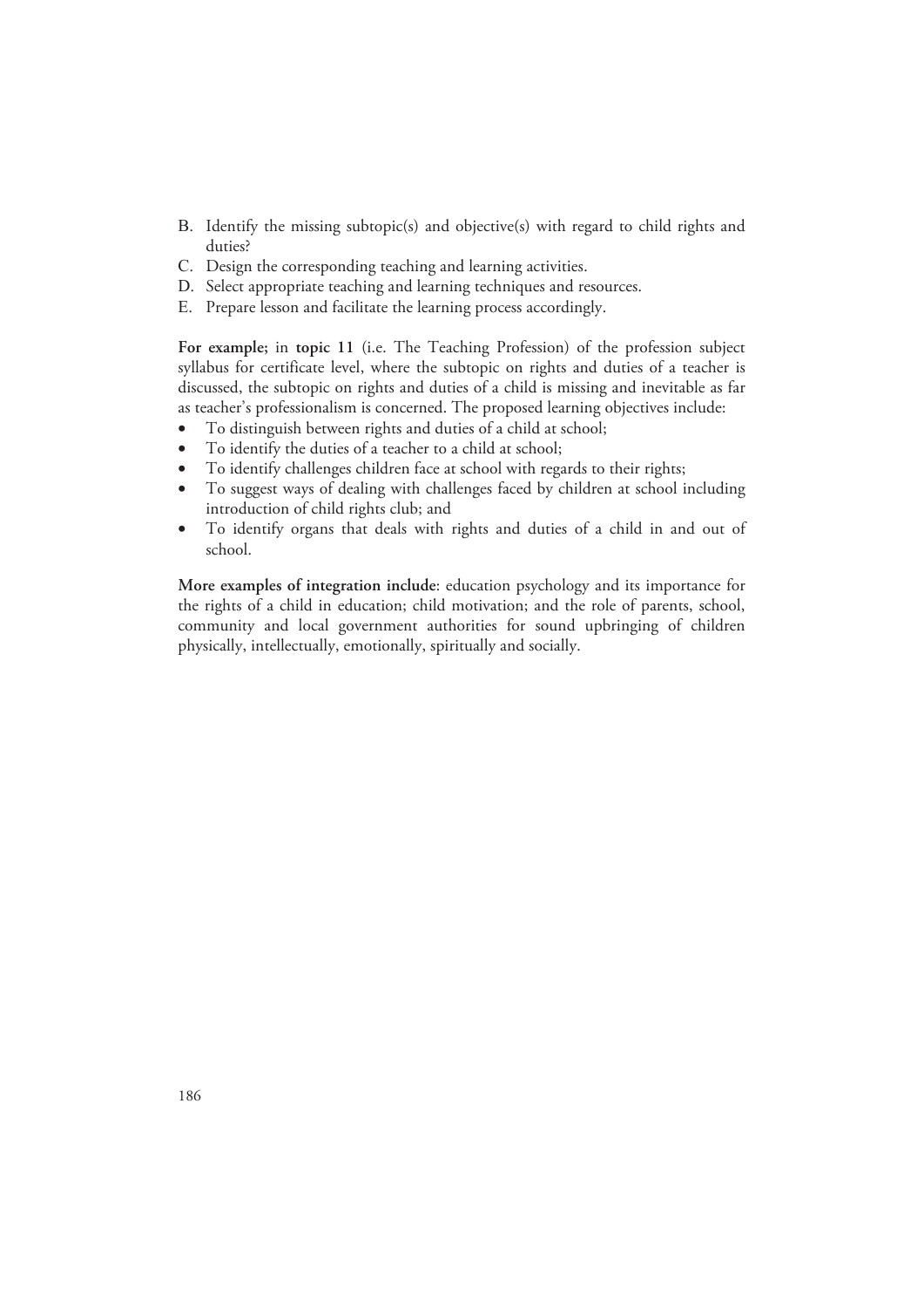B. Identify the missing subtopic(s) and objective(s) with regard to child rights and duties?
C. Design the corresponding teaching and learning activities.
D. Select appropriate teaching and learning techniques and resources.
E. Prepare lesson and facilitate the learning process accordingly.

**For example;** in **topic 11** (i.e. The Teaching Profession) of the profession subject syllabus for certificate level, where the subtopic on rights and duties of a teacher is discussed, the subtopic on rights and duties of a child is missing and inevitable as far as teacher's professionalism is concerned. The proposed learning objectives include:

- To distinguish between rights and duties of a child at school;
- To identify the duties of a teacher to a child at school;
- To identify challenges children face at school with regards to their rights;
- To suggest ways of dealing with challenges faced by children at school including introduction of child rights club; and
- To identify organs that deals with rights and duties of a child in and out of school.

**More examples of integration include**: education psychology and its importance for the rights of a child in education; child motivation; and the role of parents, school, community and local government authorities for sound upbringing of children physically, intellectually, emotionally, spiritually and socially.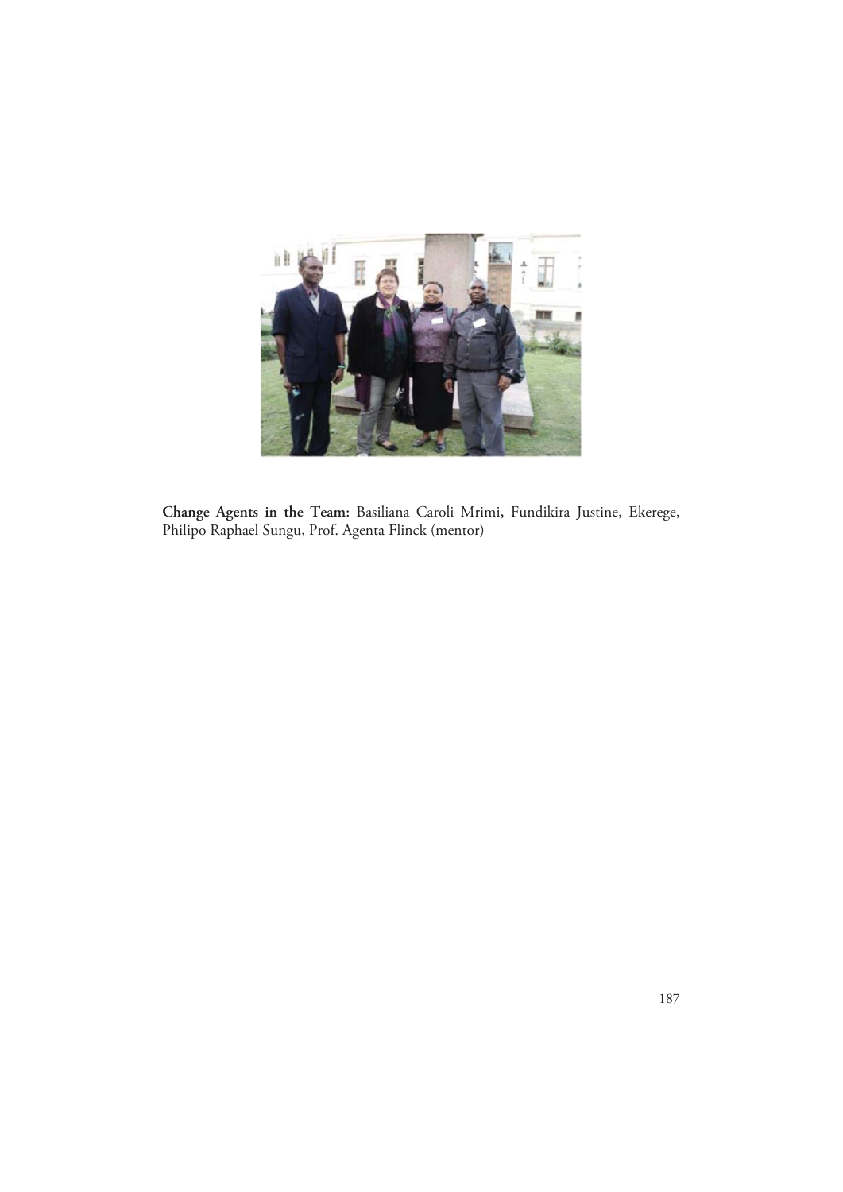**Change Agents in the Team:** Basiliana Caroli Mrimi, Fundikira Justine, Ekerege, Philipo Raphael Sungu, Prof. Agenta Flinck (mentor)